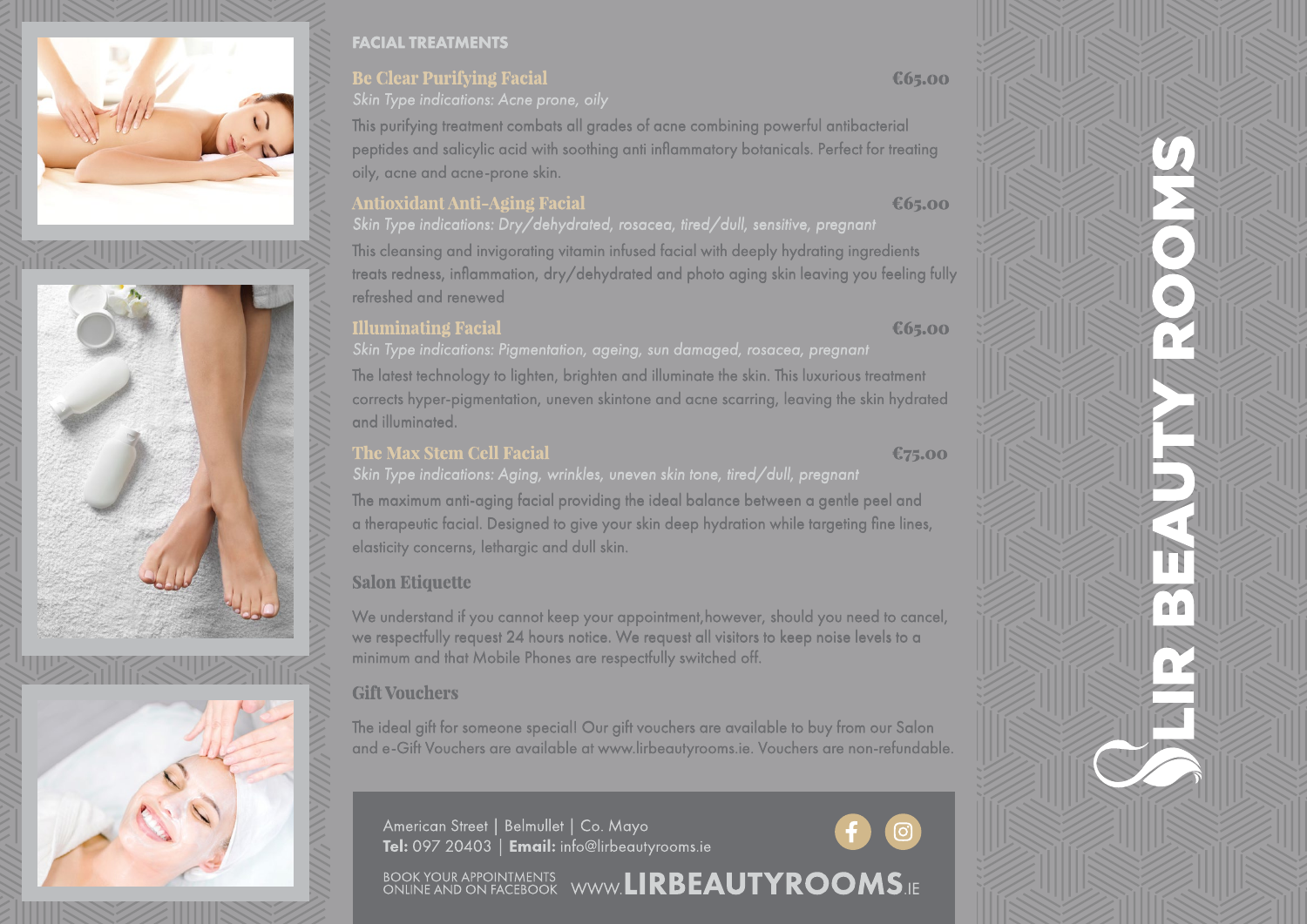# LIR BEAUTY ROOMS

## FACIAL TREATMENTS

### Be Clear Purifying Facial — €65.00

*Skin Type indications: Acne prone, oily*

This purifying treatment combats all grades of acne combining powerful antibacterial peptides and salicylic acid with soothing anti inflammatory botanicals. Perfect for treating oily, acne and acne-prone skin.

### Antioxidant Anti-Aging Facial — €65.00

*Skin Type indications: Dry/dehydrated, rosacea, tired/dull, sensitive, pregnant*

This cleansing and invigorating vitamin infused facial with deeply hydrating ingredients treats redness, inflammation, dry/dehydrated and photo aging skin leaving you feeling fully refreshed and renewed

### Illuminating Facial — €65.00

*Skin Type indications: Pigmentation, ageing, sun damaged, rosacea, pregnant*

The latest technology to lighten, brighten and illuminate the skin. This luxurious treatment corrects hyper-pigmentation, uneven skintone and acne scarring, leaving the skin hydrated and illuminated.

### The Max Stem Cell Facial — €75.00

*Skin Type indications: Aging, wrinkles, uneven skin tone, tired/dull, pregnant*

The maximum anti-aging facial providing the ideal balance between a gentle peel and a therapeutic facial. Designed to give your skin deep hydration while targeting fine lines, elasticity concerns, lethargic and dull skin.

## Salon Etiquette

We understand if you cannot keep your appointment,however, should you need to cancel, we respectfully request 24 hours notice. We request all visitors to keep noise levels to a minimum and that Mobile Phones are respectfully switched off.

## Gift Vouchers

The ideal gift for someone special! Our gift vouchers are available to buy from our Salon and e-Gift Vouchers are available at www.lirbeautyrooms.ie. Vouchers are non-refundable.

American Street | Belmullet | Co. Mayo
**Tel:** 097 20403 | **Email:** info@lirbeautyrooms.ie

BOOK YOUR APPOINTMENTS ONLINE AND ON FACEBOOK WWW.**LIRBEAUTYROOMS**.IE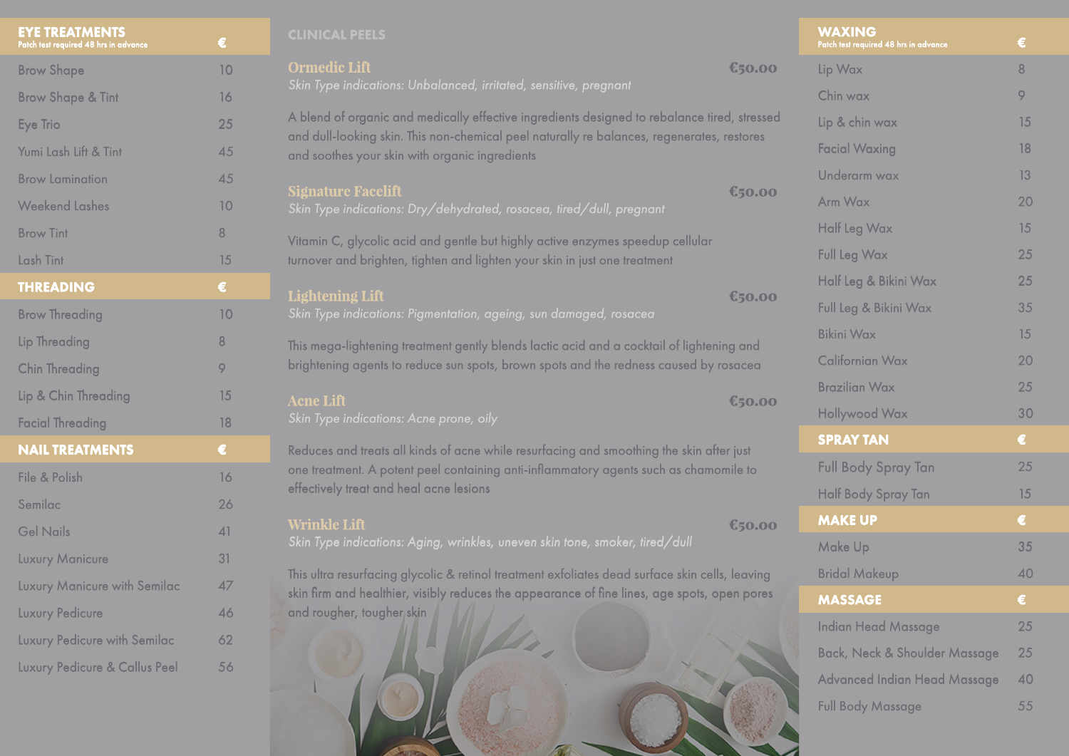## EYE TREATMENTS

Patch test required 48 hrs in advance

| | € |
|---|---|
| Brow Shape | 10 |
| Brow Shape & Tint | 16 |
| Eye Trio | 25 |
| Yumi Lash Lift & Tint | 45 |
| Brow Lamination | 45 |
| Weekend Lashes | 10 |
| Brow Tint | 8 |
| Lash Tint | 15 |

## THREADING

| | € |
|---|---|
| Brow Threading | 10 |
| Lip Threading | 8 |
| Chin Threading | 9 |
| Lip & Chin Threading | 15 |
| Facial Threading | 18 |

## NAIL TREATMENTS

| | € |
|---|---|
| File & Polish | 16 |
| Semilac | 26 |
| Gel Nails | 41 |
| Luxury Manicure | 31 |
| Luxury Manicure with Semilac | 47 |
| Luxury Pedicure | 46 |
| Luxury Pedicure with Semilac | 62 |
| Luxury Pedicure & Callus Peel | 56 |

## CLINICAL PEELS

### Ormedic Lift — €50.00

*Skin Type indications: Unbalanced, irritated, sensitive, pregnant*

A blend of organic and medically effective ingredients designed to rebalance tired, stressed and dull-looking skin. This non-chemical peel naturally re balances, regenerates, restores and soothes your skin with organic ingredients

### Signature Facelift — €50.00

*Skin Type indications: Dry/dehydrated, rosacea, tired/dull, pregnant*

Vitamin C, glycolic acid and gentle but highly active enzymes speedup cellular turnover and brighten, tighten and lighten your skin in just one treatment

### Lightening Lift — €50.00

*Skin Type indications: Pigmentation, ageing, sun damaged, rosacea*

This mega-lightening treatment gently blends lactic acid and a cocktail of lightening and brightening agents to reduce sun spots, brown spots and the redness caused by rosacea

### Acne Lift — €50.00

*Skin Type indications: Acne prone, oily*

Reduces and treats all kinds of acne while resurfacing and smoothing the skin after just one treatment. A potent peel containing anti-inflammatory agents such as chamomile to effectively treat and heal acne lesions

### Wrinkle Lift — €50.00

*Skin Type indications: Aging, wrinkles, uneven skin tone, smoker, tired/dull*

This ultra resurfacing glycolic & retinol treatment exfoliates dead surface skin cells, leaving skin firm and healthier, visibly reduces the appearance of fine lines, age spots, open pores and rougher, tougher skin

## WAXING

Patch test required 48 hrs in advance

| | € |
|---|---|
| Lip Wax | 8 |
| Chin wax | 9 |
| Lip & chin wax | 15 |
| Facial Waxing | 18 |
| Underarm wax | 13 |
| Arm Wax | 20 |
| Half Leg Wax | 15 |
| Full Leg Wax | 25 |
| Half Leg & Bikini Wax | 25 |
| Full Leg & Bikini Wax | 35 |
| Bikini Wax | 15 |
| Californian Wax | 20 |
| Brazilian Wax | 25 |
| Hollywood Wax | 30 |

## SPRAY TAN

| | € |
|---|---|
| Full Body Spray Tan | 25 |
| Half Body Spray Tan | 15 |

## MAKE UP

| | € |
|---|---|
| Make Up | 35 |
| Bridal Makeup | 40 |

## MASSAGE

| | € |
|---|---|
| Indian Head Massage | 25 |
| Back, Neck & Shoulder Massage | 25 |
| Advanced Indian Head Massage | 40 |
| Full Body Massage | 55 |